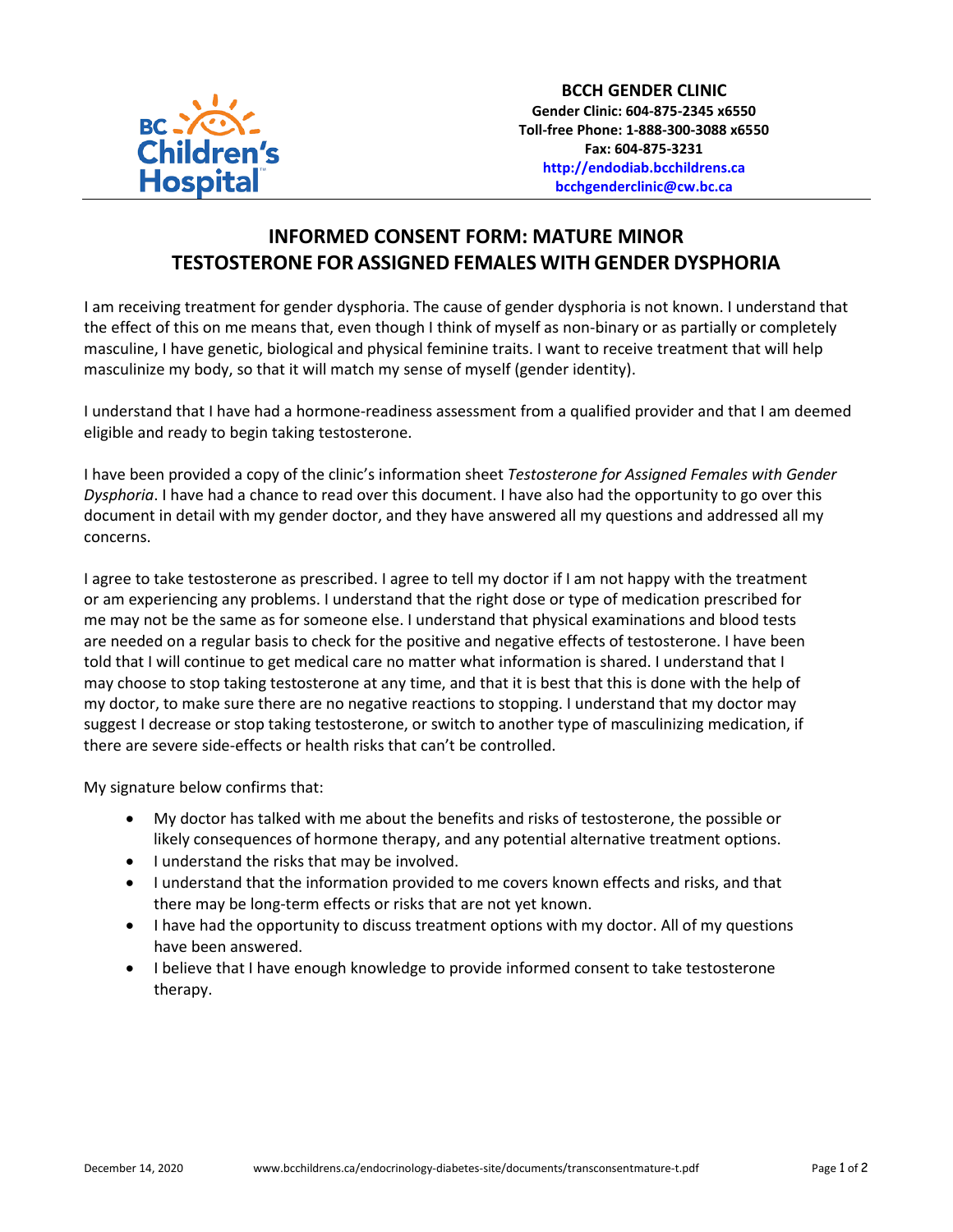**BCCH GENDER CLINIC**
**Gender Clinic: 604-875-2345 x6550**
**Toll-free Phone: 1-888-300-3088 x6550**
**Fax: 604-875-3231**
**http://endodiab.bcchildrens.ca**
**bcchgenderclinic@cw.bc.ca**

# INFORMED CONSENT FORM: MATURE MINOR
# TESTOSTERONE FOR ASSIGNED FEMALES WITH GENDER DYSPHORIA

I am receiving treatment for gender dysphoria. The cause of gender dysphoria is not known. I understand that the effect of this on me means that, even though I think of myself as non-binary or as partially or completely masculine, I have genetic, biological and physical feminine traits. I want to receive treatment that will help masculinize my body, so that it will match my sense of myself (gender identity).

I understand that I have had a hormone-readiness assessment from a qualified provider and that I am deemed eligible and ready to begin taking testosterone.

I have been provided a copy of the clinic's information sheet *Testosterone for Assigned Females with Gender Dysphoria*. I have had a chance to read over this document. I have also had the opportunity to go over this document in detail with my gender doctor, and they have answered all my questions and addressed all my concerns.

I agree to take testosterone as prescribed. I agree to tell my doctor if I am not happy with the treatment or am experiencing any problems. I understand that the right dose or type of medication prescribed for me may not be the same as for someone else. I understand that physical examinations and blood tests are needed on a regular basis to check for the positive and negative effects of testosterone. I have been told that I will continue to get medical care no matter what information is shared. I understand that I may choose to stop taking testosterone at any time, and that it is best that this is done with the help of my doctor, to make sure there are no negative reactions to stopping. I understand that my doctor may suggest I decrease or stop taking testosterone, or switch to another type of masculinizing medication, if there are severe side-effects or health risks that can't be controlled.

My signature below confirms that:

- My doctor has talked with me about the benefits and risks of testosterone, the possible or likely consequences of hormone therapy, and any potential alternative treatment options.
- I understand the risks that may be involved.
- I understand that the information provided to me covers known effects and risks, and that there may be long-term effects or risks that are not yet known.
- I have had the opportunity to discuss treatment options with my doctor. All of my questions have been answered.
- I believe that I have enough knowledge to provide informed consent to take testosterone therapy.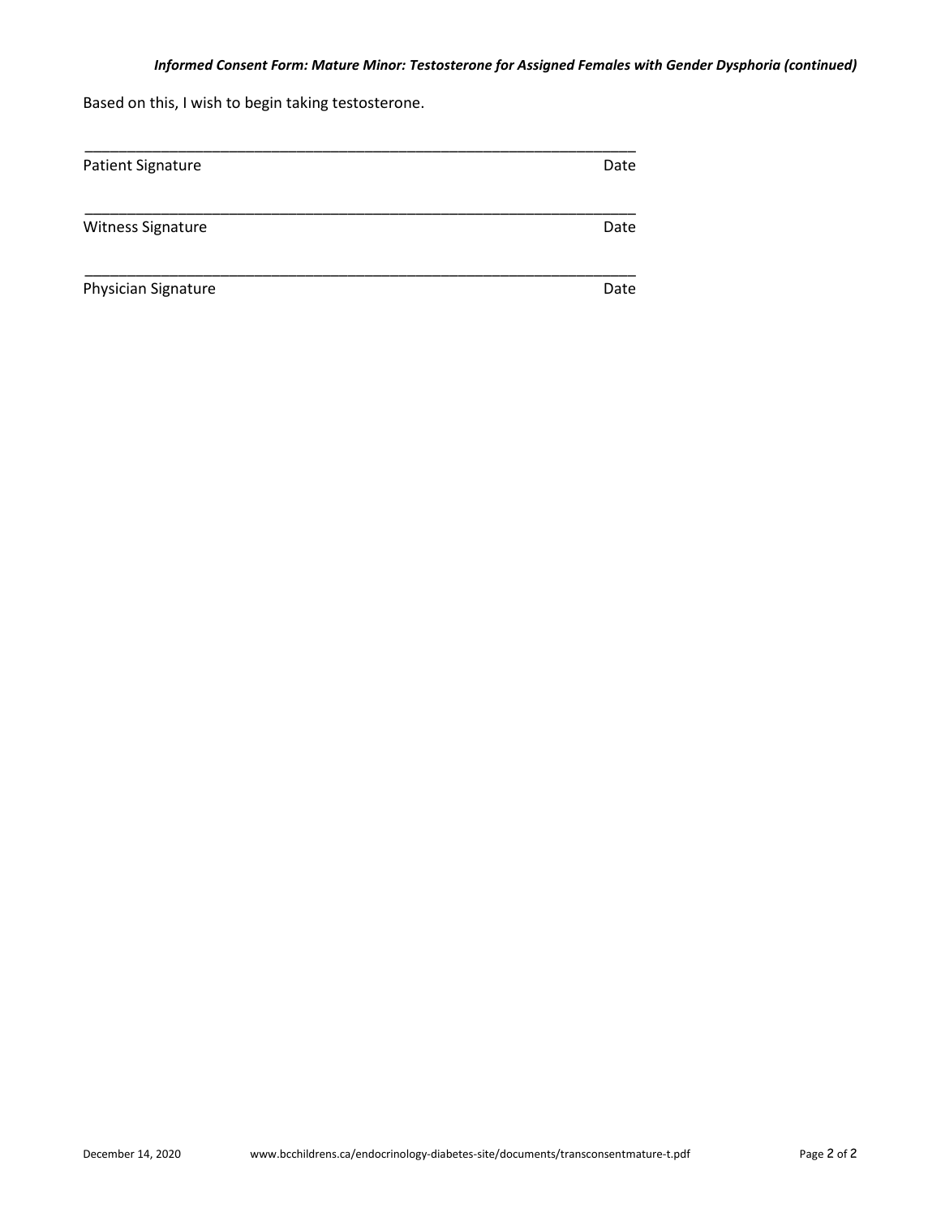Based on this, I wish to begin taking testosterone.

\_\_\_\_\_\_\_\_\_\_\_\_\_\_\_\_\_\_\_\_\_\_\_\_\_\_\_\_\_\_\_\_\_\_\_\_\_\_\_\_\_\_\_\_\_\_\_\_\_\_\_\_\_\_\_\_

Patient Signature — Date

\_\_\_\_\_\_\_\_\_\_\_\_\_\_\_\_\_\_\_\_\_\_\_\_\_\_\_\_\_\_\_\_\_\_\_\_\_\_\_\_\_\_\_\_\_\_\_\_\_\_\_\_\_\_\_\_

Witness Signature — Date

\_\_\_\_\_\_\_\_\_\_\_\_\_\_\_\_\_\_\_\_\_\_\_\_\_\_\_\_\_\_\_\_\_\_\_\_\_\_\_\_\_\_\_\_\_\_\_\_\_\_\_\_\_\_\_\_

Physician Signature — Date